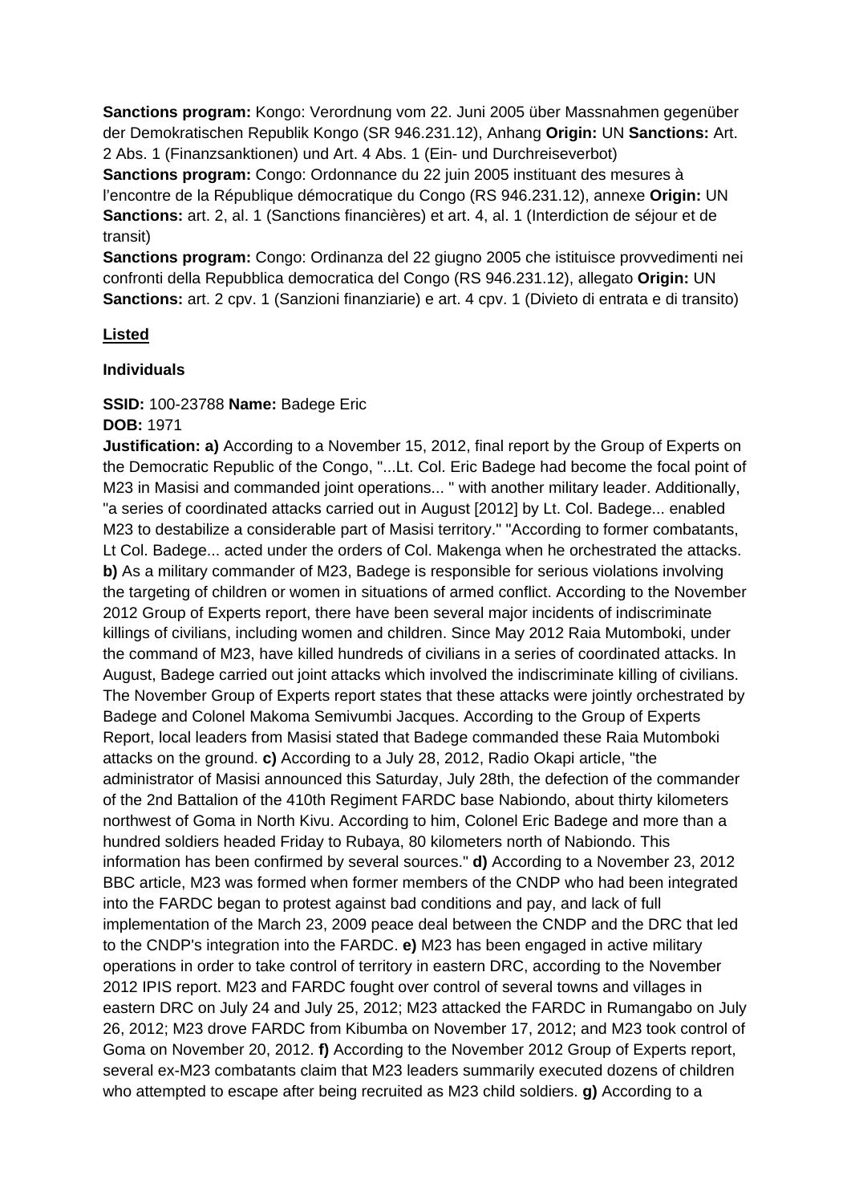**Sanctions program:** Kongo: Verordnung vom 22. Juni 2005 über Massnahmen gegenüber der Demokratischen Republik Kongo (SR 946.231.12), Anhang **Origin:** UN **Sanctions:** Art. 2 Abs. 1 (Finanzsanktionen) und Art. 4 Abs. 1 (Ein- und Durchreiseverbot)
**Sanctions program:** Congo: Ordonnance du 22 juin 2005 instituant des mesures à l'encontre de la République démocratique du Congo (RS 946.231.12), annexe **Origin:** UN **Sanctions:** art. 2, al. 1 (Sanctions financières) et art. 4, al. 1 (Interdiction de séjour et de transit)
**Sanctions program:** Congo: Ordinanza del 22 giugno 2005 che istituisce provvedimenti nei confronti della Repubblica democratica del Congo (RS 946.231.12), allegato **Origin:** UN **Sanctions:** art. 2 cpv. 1 (Sanzioni finanziarie) e art. 4 cpv. 1 (Divieto di entrata e di transito)

**Listed**

**Individuals**

**SSID:** 100-23788 **Name:** Badege Eric
**DOB:** 1971
**Justification: a)** According to a November 15, 2012, final report by the Group of Experts on the Democratic Republic of the Congo, "...Lt. Col. Eric Badege had become the focal point of M23 in Masisi and commanded joint operations... " with another military leader. Additionally, "a series of coordinated attacks carried out in August [2012] by Lt. Col. Badege... enabled M23 to destabilize a considerable part of Masisi territory." "According to former combatants, Lt Col. Badege... acted under the orders of Col. Makenga when he orchestrated the attacks. **b)** As a military commander of M23, Badege is responsible for serious violations involving the targeting of children or women in situations of armed conflict. According to the November 2012 Group of Experts report, there have been several major incidents of indiscriminate killings of civilians, including women and children. Since May 2012 Raia Mutomboki, under the command of M23, have killed hundreds of civilians in a series of coordinated attacks. In August, Badege carried out joint attacks which involved the indiscriminate killing of civilians. The November Group of Experts report states that these attacks were jointly orchestrated by Badege and Colonel Makoma Semivumbi Jacques. According to the Group of Experts Report, local leaders from Masisi stated that Badege commanded these Raia Mutomboki attacks on the ground. **c)** According to a July 28, 2012, Radio Okapi article, "the administrator of Masisi announced this Saturday, July 28th, the defection of the commander of the 2nd Battalion of the 410th Regiment FARDC base Nabiondo, about thirty kilometers northwest of Goma in North Kivu. According to him, Colonel Eric Badege and more than a hundred soldiers headed Friday to Rubaya, 80 kilometers north of Nabiondo. This information has been confirmed by several sources." **d)** According to a November 23, 2012 BBC article, M23 was formed when former members of the CNDP who had been integrated into the FARDC began to protest against bad conditions and pay, and lack of full implementation of the March 23, 2009 peace deal between the CNDP and the DRC that led to the CNDP's integration into the FARDC. **e)** M23 has been engaged in active military operations in order to take control of territory in eastern DRC, according to the November 2012 IPIS report. M23 and FARDC fought over control of several towns and villages in eastern DRC on July 24 and July 25, 2012; M23 attacked the FARDC in Rumangabo on July 26, 2012; M23 drove FARDC from Kibumba on November 17, 2012; and M23 took control of Goma on November 20, 2012. **f)** According to the November 2012 Group of Experts report, several ex-M23 combatants claim that M23 leaders summarily executed dozens of children who attempted to escape after being recruited as M23 child soldiers. **g)** According to a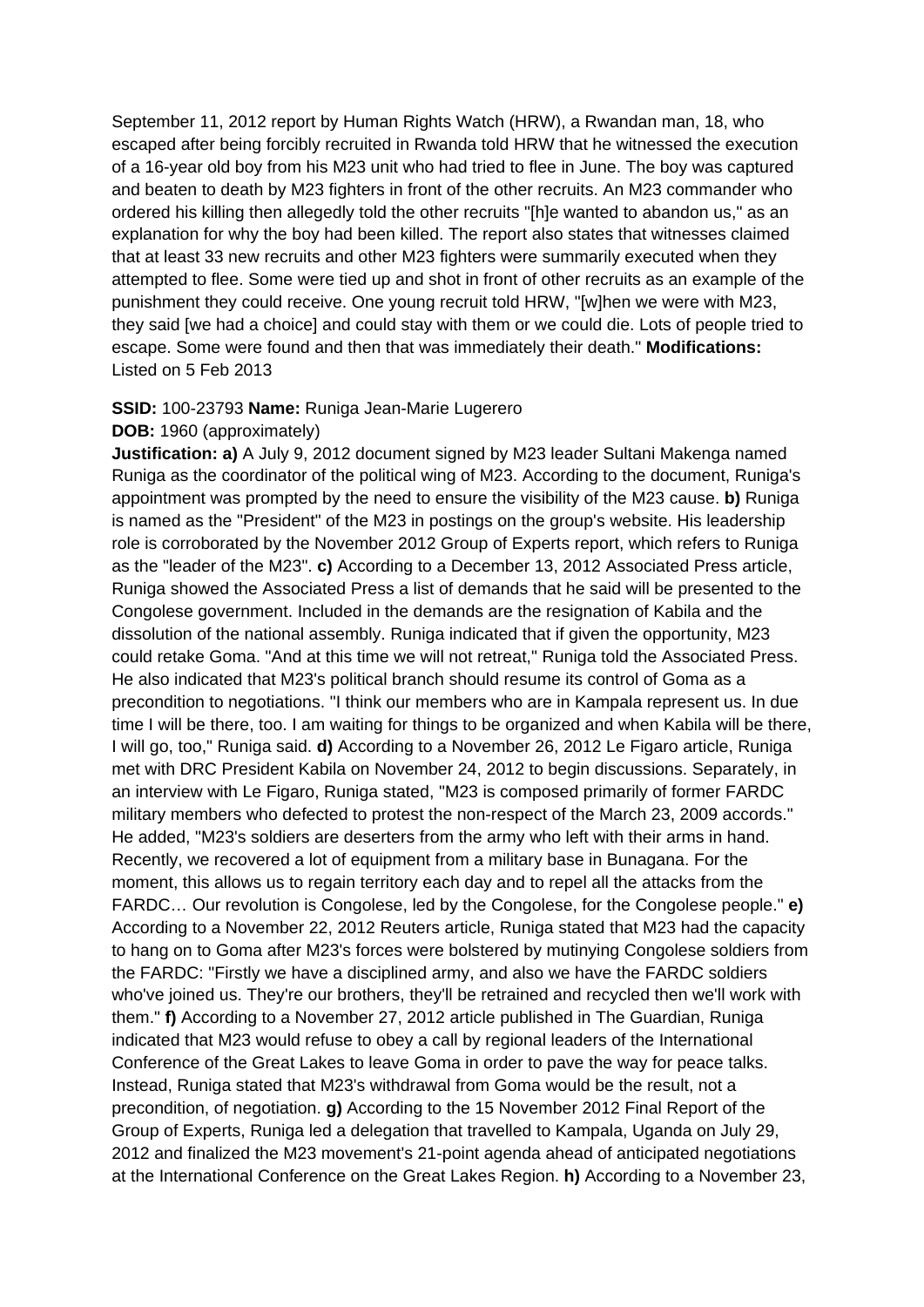September 11, 2012 report by Human Rights Watch (HRW), a Rwandan man, 18, who escaped after being forcibly recruited in Rwanda told HRW that he witnessed the execution of a 16-year old boy from his M23 unit who had tried to flee in June. The boy was captured and beaten to death by M23 fighters in front of the other recruits. An M23 commander who ordered his killing then allegedly told the other recruits "[h]e wanted to abandon us," as an explanation for why the boy had been killed. The report also states that witnesses claimed that at least 33 new recruits and other M23 fighters were summarily executed when they attempted to flee. Some were tied up and shot in front of other recruits as an example of the punishment they could receive. One young recruit told HRW, "[w]hen we were with M23, they said [we had a choice] and could stay with them or we could die. Lots of people tried to escape. Some were found and then that was immediately their death." **Modifications:** Listed on 5 Feb 2013

**SSID:** 100-23793 **Name:** Runiga Jean-Marie Lugerero
**DOB:** 1960 (approximately)
**Justification: a)** A July 9, 2012 document signed by M23 leader Sultani Makenga named Runiga as the coordinator of the political wing of M23. According to the document, Runiga's appointment was prompted by the need to ensure the visibility of the M23 cause. **b)** Runiga is named as the "President" of the M23 in postings on the group's website. His leadership role is corroborated by the November 2012 Group of Experts report, which refers to Runiga as the "leader of the M23". **c)** According to a December 13, 2012 Associated Press article, Runiga showed the Associated Press a list of demands that he said will be presented to the Congolese government. Included in the demands are the resignation of Kabila and the dissolution of the national assembly. Runiga indicated that if given the opportunity, M23 could retake Goma. "And at this time we will not retreat," Runiga told the Associated Press. He also indicated that M23's political branch should resume its control of Goma as a precondition to negotiations. "I think our members who are in Kampala represent us. In due time I will be there, too. I am waiting for things to be organized and when Kabila will be there, I will go, too," Runiga said. **d)** According to a November 26, 2012 Le Figaro article, Runiga met with DRC President Kabila on November 24, 2012 to begin discussions. Separately, in an interview with Le Figaro, Runiga stated, "M23 is composed primarily of former FARDC military members who defected to protest the non-respect of the March 23, 2009 accords." He added, "M23's soldiers are deserters from the army who left with their arms in hand. Recently, we recovered a lot of equipment from a military base in Bunagana. For the moment, this allows us to regain territory each day and to repel all the attacks from the FARDC… Our revolution is Congolese, led by the Congolese, for the Congolese people." **e)** According to a November 22, 2012 Reuters article, Runiga stated that M23 had the capacity to hang on to Goma after M23's forces were bolstered by mutinying Congolese soldiers from the FARDC: "Firstly we have a disciplined army, and also we have the FARDC soldiers who've joined us. They're our brothers, they'll be retrained and recycled then we'll work with them." **f)** According to a November 27, 2012 article published in The Guardian, Runiga indicated that M23 would refuse to obey a call by regional leaders of the International Conference of the Great Lakes to leave Goma in order to pave the way for peace talks. Instead, Runiga stated that M23's withdrawal from Goma would be the result, not a precondition, of negotiation. **g)** According to the 15 November 2012 Final Report of the Group of Experts, Runiga led a delegation that travelled to Kampala, Uganda on July 29, 2012 and finalized the M23 movement's 21-point agenda ahead of anticipated negotiations at the International Conference on the Great Lakes Region. **h)** According to a November 23,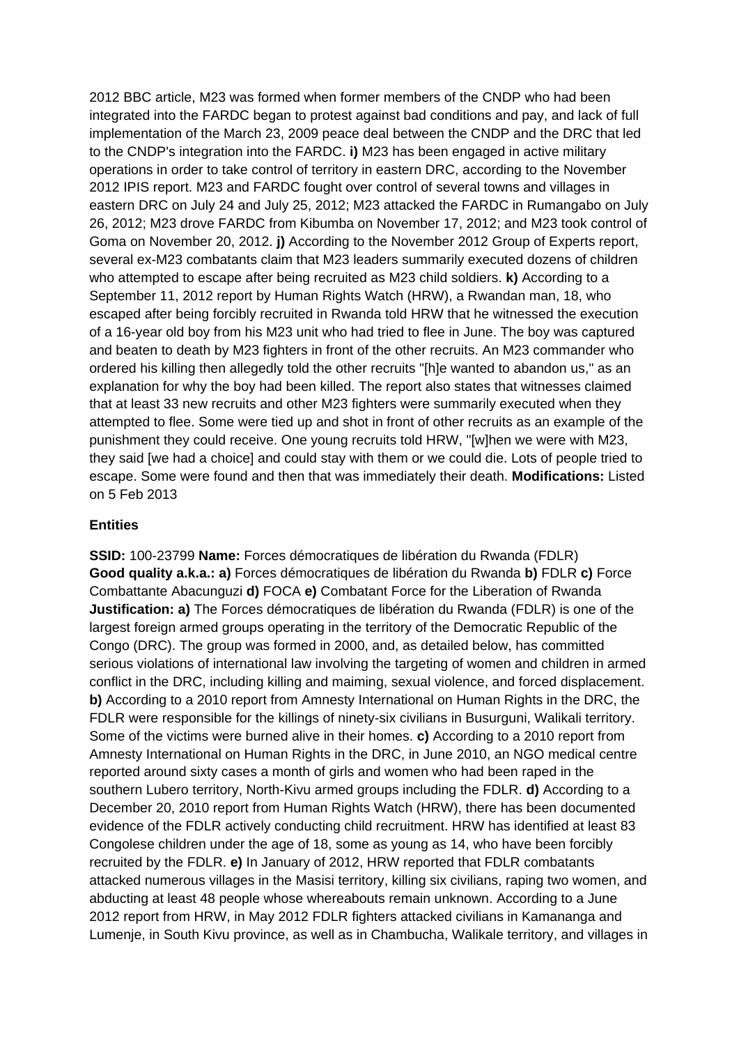2012 BBC article, M23 was formed when former members of the CNDP who had been integrated into the FARDC began to protest against bad conditions and pay, and lack of full implementation of the March 23, 2009 peace deal between the CNDP and the DRC that led to the CNDP's integration into the FARDC. **i)** M23 has been engaged in active military operations in order to take control of territory in eastern DRC, according to the November 2012 IPIS report. M23 and FARDC fought over control of several towns and villages in eastern DRC on July 24 and July 25, 2012; M23 attacked the FARDC in Rumangabo on July 26, 2012; M23 drove FARDC from Kibumba on November 17, 2012; and M23 took control of Goma on November 20, 2012. **j)** According to the November 2012 Group of Experts report, several ex-M23 combatants claim that M23 leaders summarily executed dozens of children who attempted to escape after being recruited as M23 child soldiers. **k)** According to a September 11, 2012 report by Human Rights Watch (HRW), a Rwandan man, 18, who escaped after being forcibly recruited in Rwanda told HRW that he witnessed the execution of a 16-year old boy from his M23 unit who had tried to flee in June. The boy was captured and beaten to death by M23 fighters in front of the other recruits. An M23 commander who ordered his killing then allegedly told the other recruits "[h]e wanted to abandon us," as an explanation for why the boy had been killed. The report also states that witnesses claimed that at least 33 new recruits and other M23 fighters were summarily executed when they attempted to flee. Some were tied up and shot in front of other recruits as an example of the punishment they could receive. One young recruits told HRW, "[w]hen we were with M23, they said [we had a choice] and could stay with them or we could die. Lots of people tried to escape. Some were found and then that was immediately their death. **Modifications:** Listed on 5 Feb 2013

## Entities

**SSID:** 100-23799 **Name:** Forces démocratiques de libération du Rwanda (FDLR)
**Good quality a.k.a.:** **a)** Forces démocratiques de libération du Rwanda **b)** FDLR **c)** Force Combattante Abacunguzi **d)** FOCA **e)** Combatant Force for the Liberation of Rwanda
**Justification:** **a)** The Forces démocratiques de libération du Rwanda (FDLR) is one of the largest foreign armed groups operating in the territory of the Democratic Republic of the Congo (DRC). The group was formed in 2000, and, as detailed below, has committed serious violations of international law involving the targeting of women and children in armed conflict in the DRC, including killing and maiming, sexual violence, and forced displacement. **b)** According to a 2010 report from Amnesty International on Human Rights in the DRC, the FDLR were responsible for the killings of ninety-six civilians in Busurguni, Walikali territory. Some of the victims were burned alive in their homes. **c)** According to a 2010 report from Amnesty International on Human Rights in the DRC, in June 2010, an NGO medical centre reported around sixty cases a month of girls and women who had been raped in the southern Lubero territory, North-Kivu armed groups including the FDLR. **d)** According to a December 20, 2010 report from Human Rights Watch (HRW), there has been documented evidence of the FDLR actively conducting child recruitment. HRW has identified at least 83 Congolese children under the age of 18, some as young as 14, who have been forcibly recruited by the FDLR. **e)** In January of 2012, HRW reported that FDLR combatants attacked numerous villages in the Masisi territory, killing six civilians, raping two women, and abducting at least 48 people whose whereabouts remain unknown. According to a June 2012 report from HRW, in May 2012 FDLR fighters attacked civilians in Kamananga and Lumenje, in South Kivu province, as well as in Chambucha, Walikale territory, and villages in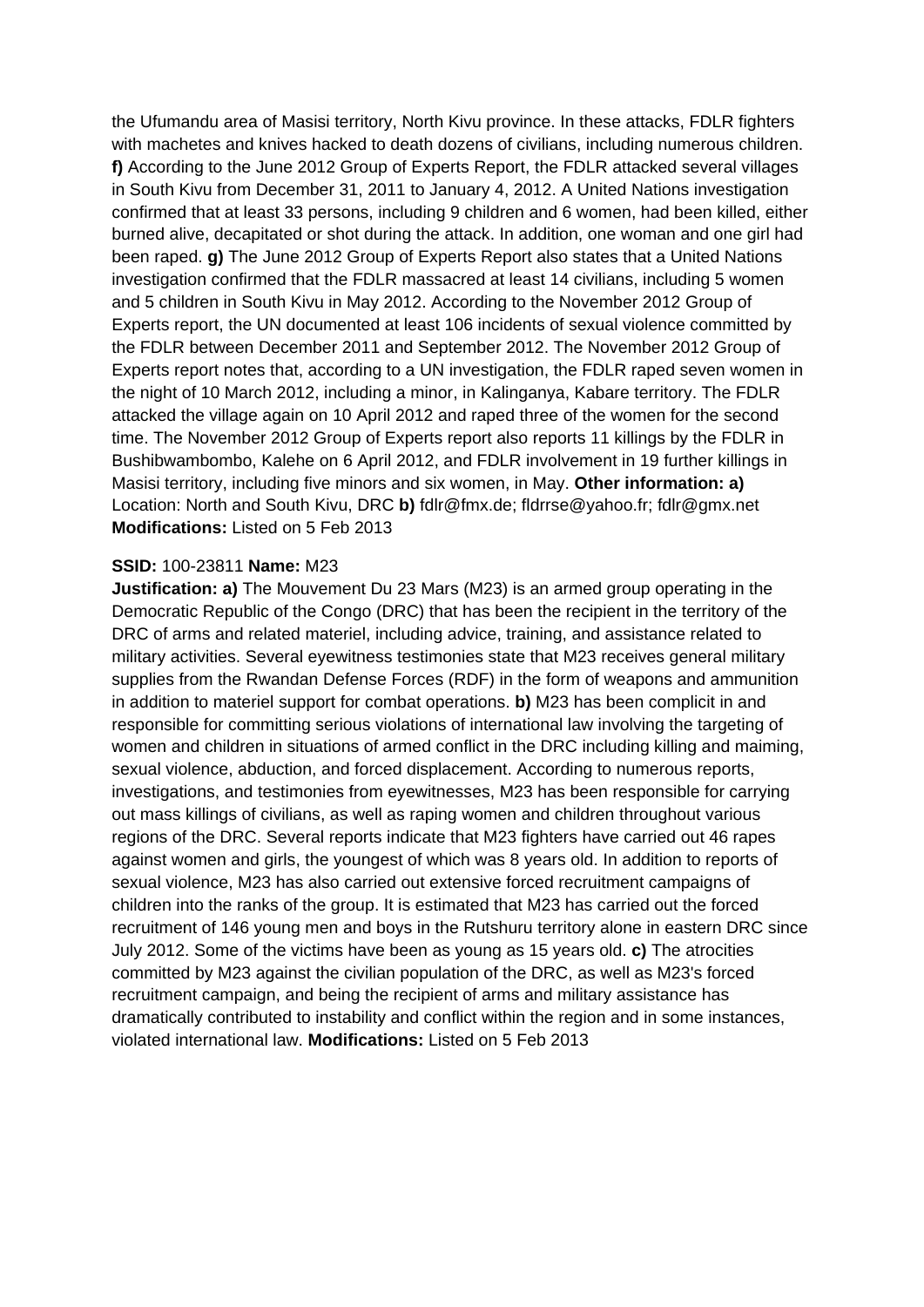the Ufumandu area of Masisi territory, North Kivu province. In these attacks, FDLR fighters with machetes and knives hacked to death dozens of civilians, including numerous children. **f)** According to the June 2012 Group of Experts Report, the FDLR attacked several villages in South Kivu from December 31, 2011 to January 4, 2012. A United Nations investigation confirmed that at least 33 persons, including 9 children and 6 women, had been killed, either burned alive, decapitated or shot during the attack. In addition, one woman and one girl had been raped. **g)** The June 2012 Group of Experts Report also states that a United Nations investigation confirmed that the FDLR massacred at least 14 civilians, including 5 women and 5 children in South Kivu in May 2012. According to the November 2012 Group of Experts report, the UN documented at least 106 incidents of sexual violence committed by the FDLR between December 2011 and September 2012. The November 2012 Group of Experts report notes that, according to a UN investigation, the FDLR raped seven women in the night of 10 March 2012, including a minor, in Kalinganya, Kabare territory. The FDLR attacked the village again on 10 April 2012 and raped three of the women for the second time. The November 2012 Group of Experts report also reports 11 killings by the FDLR in Bushibwambombo, Kalehe on 6 April 2012, and FDLR involvement in 19 further killings in Masisi territory, including five minors and six women, in May. **Other information: a)** Location: North and South Kivu, DRC **b)** fdlr@fmx.de; fldrrse@yahoo.fr; fdlr@gmx.net **Modifications:** Listed on 5 Feb 2013

**SSID:** 100-23811 **Name:** M23
**Justification: a)** The Mouvement Du 23 Mars (M23) is an armed group operating in the Democratic Republic of the Congo (DRC) that has been the recipient in the territory of the DRC of arms and related materiel, including advice, training, and assistance related to military activities. Several eyewitness testimonies state that M23 receives general military supplies from the Rwandan Defense Forces (RDF) in the form of weapons and ammunition in addition to materiel support for combat operations. **b)** M23 has been complicit in and responsible for committing serious violations of international law involving the targeting of women and children in situations of armed conflict in the DRC including killing and maiming, sexual violence, abduction, and forced displacement. According to numerous reports, investigations, and testimonies from eyewitnesses, M23 has been responsible for carrying out mass killings of civilians, as well as raping women and children throughout various regions of the DRC. Several reports indicate that M23 fighters have carried out 46 rapes against women and girls, the youngest of which was 8 years old. In addition to reports of sexual violence, M23 has also carried out extensive forced recruitment campaigns of children into the ranks of the group. It is estimated that M23 has carried out the forced recruitment of 146 young men and boys in the Rutshuru territory alone in eastern DRC since July 2012. Some of the victims have been as young as 15 years old. **c)** The atrocities committed by M23 against the civilian population of the DRC, as well as M23's forced recruitment campaign, and being the recipient of arms and military assistance has dramatically contributed to instability and conflict within the region and in some instances, violated international law. **Modifications:** Listed on 5 Feb 2013